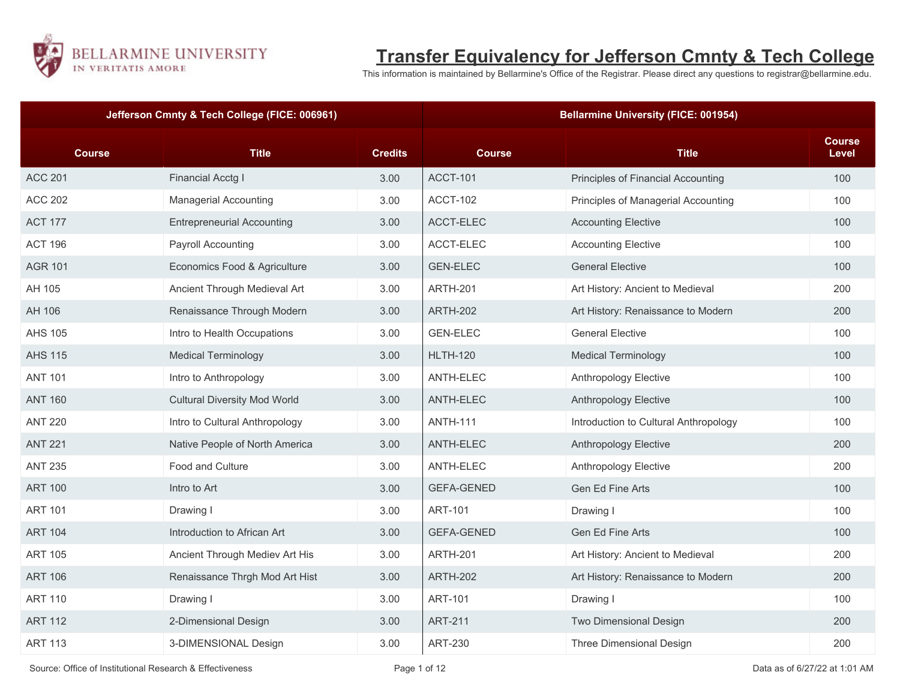# Transfer Equivalency for Jefferson Cmnty & Tech College

This information is maintained by Bellarmine's Office of the Registrar. Please direct any questions to registrar@bellarmine.edu.

| Jefferson Cmnty & Tech College (FICE: 006961) | | | Bellarmine University (FICE: 001954) | | |
|---|---|---|---|---|---|
| **Course** | **Title** | **Credits** | **Course** | **Title** | **Course Level** |
| ACC 201 | Financial Acctg I | 3.00 | ACCT-101 | Principles of Financial Accounting | 100 |
| ACC 202 | Managerial Accounting | 3.00 | ACCT-102 | Principles of Managerial Accounting | 100 |
| ACT 177 | Entrepreneurial Accounting | 3.00 | ACCT-ELEC | Accounting Elective | 100 |
| ACT 196 | Payroll Accounting | 3.00 | ACCT-ELEC | Accounting Elective | 100 |
| AGR 101 | Economics Food & Agriculture | 3.00 | GEN-ELEC | General Elective | 100 |
| AH 105 | Ancient Through Medieval Art | 3.00 | ARTH-201 | Art History: Ancient to Medieval | 200 |
| AH 106 | Renaissance Through Modern | 3.00 | ARTH-202 | Art History: Renaissance to Modern | 200 |
| AHS 105 | Intro to Health Occupations | 3.00 | GEN-ELEC | General Elective | 100 |
| AHS 115 | Medical Terminology | 3.00 | HLTH-120 | Medical Terminology | 100 |
| ANT 101 | Intro to Anthropology | 3.00 | ANTH-ELEC | Anthropology Elective | 100 |
| ANT 160 | Cultural Diversity Mod World | 3.00 | ANTH-ELEC | Anthropology Elective | 100 |
| ANT 220 | Intro to Cultural Anthropology | 3.00 | ANTH-111 | Introduction to Cultural Anthropology | 100 |
| ANT 221 | Native People of North America | 3.00 | ANTH-ELEC | Anthropology Elective | 200 |
| ANT 235 | Food and Culture | 3.00 | ANTH-ELEC | Anthropology Elective | 200 |
| ART 100 | Intro to Art | 3.00 | GEFA-GENED | Gen Ed Fine Arts | 100 |
| ART 101 | Drawing I | 3.00 | ART-101 | Drawing I | 100 |
| ART 104 | Introduction to African Art | 3.00 | GEFA-GENED | Gen Ed Fine Arts | 100 |
| ART 105 | Ancient Through Mediev Art His | 3.00 | ARTH-201 | Art History: Ancient to Medieval | 200 |
| ART 106 | Renaissance Thrgh Mod Art Hist | 3.00 | ARTH-202 | Art History: Renaissance to Modern | 200 |
| ART 110 | Drawing I | 3.00 | ART-101 | Drawing I | 100 |
| ART 112 | 2-Dimensional Design | 3.00 | ART-211 | Two Dimensional Design | 200 |
| ART 113 | 3-DIMENSIONAL Design | 3.00 | ART-230 | Three Dimensional Design | 200 |

Source: Office of Institutional Research & Effectiveness

Data as of 6/27/22 at 1:01 AM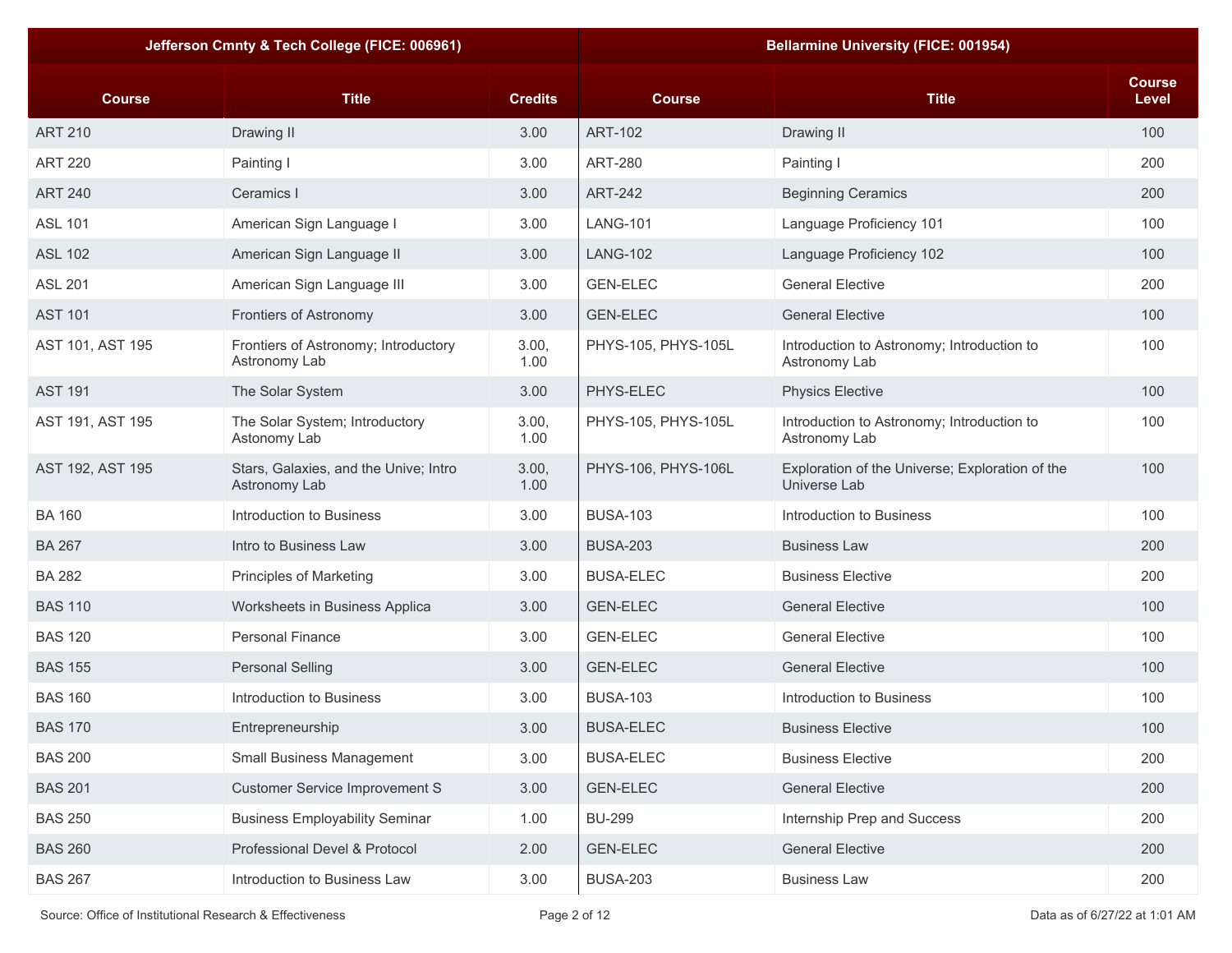| Jefferson Cmnty & Tech College (FICE: 006961) | | | Bellarmine University (FICE: 001954) | | |
|---|---|---|---|---|---|
| Course | Title | Credits | Course | Title | Course Level |
| ART 210 | Drawing II | 3.00 | ART-102 | Drawing II | 100 |
| ART 220 | Painting I | 3.00 | ART-280 | Painting I | 200 |
| ART 240 | Ceramics I | 3.00 | ART-242 | Beginning Ceramics | 200 |
| ASL 101 | American Sign Language I | 3.00 | LANG-101 | Language Proficiency 101 | 100 |
| ASL 102 | American Sign Language II | 3.00 | LANG-102 | Language Proficiency 102 | 100 |
| ASL 201 | American Sign Language III | 3.00 | GEN-ELEC | General Elective | 200 |
| AST 101 | Frontiers of Astronomy | 3.00 | GEN-ELEC | General Elective | 100 |
| AST 101, AST 195 | Frontiers of Astronomy; Introductory Astronomy Lab | 3.00, 1.00 | PHYS-105, PHYS-105L | Introduction to Astronomy; Introduction to Astronomy Lab | 100 |
| AST 191 | The Solar System | 3.00 | PHYS-ELEC | Physics Elective | 100 |
| AST 191, AST 195 | The Solar System; Introductory Astonomy Lab | 3.00, 1.00 | PHYS-105, PHYS-105L | Introduction to Astronomy; Introduction to Astronomy Lab | 100 |
| AST 192, AST 195 | Stars, Galaxies, and the Unive; Intro Astronomy Lab | 3.00, 1.00 | PHYS-106, PHYS-106L | Exploration of the Universe; Exploration of the Universe Lab | 100 |
| BA 160 | Introduction to Business | 3.00 | BUSA-103 | Introduction to Business | 100 |
| BA 267 | Intro to Business Law | 3.00 | BUSA-203 | Business Law | 200 |
| BA 282 | Principles of Marketing | 3.00 | BUSA-ELEC | Business Elective | 200 |
| BAS 110 | Worksheets in Business Applica | 3.00 | GEN-ELEC | General Elective | 100 |
| BAS 120 | Personal Finance | 3.00 | GEN-ELEC | General Elective | 100 |
| BAS 155 | Personal Selling | 3.00 | GEN-ELEC | General Elective | 100 |
| BAS 160 | Introduction to Business | 3.00 | BUSA-103 | Introduction to Business | 100 |
| BAS 170 | Entrepreneurship | 3.00 | BUSA-ELEC | Business Elective | 100 |
| BAS 200 | Small Business Management | 3.00 | BUSA-ELEC | Business Elective | 200 |
| BAS 201 | Customer Service Improvement S | 3.00 | GEN-ELEC | General Elective | 200 |
| BAS 250 | Business Employability Seminar | 1.00 | BU-299 | Internship Prep and Success | 200 |
| BAS 260 | Professional Devel & Protocol | 2.00 | GEN-ELEC | General Elective | 200 |
| BAS 267 | Introduction to Business Law | 3.00 | BUSA-203 | Business Law | 200 |

Source: Office of Institutional Research & Effectiveness

Data as of 6/27/22 at 1:01 AM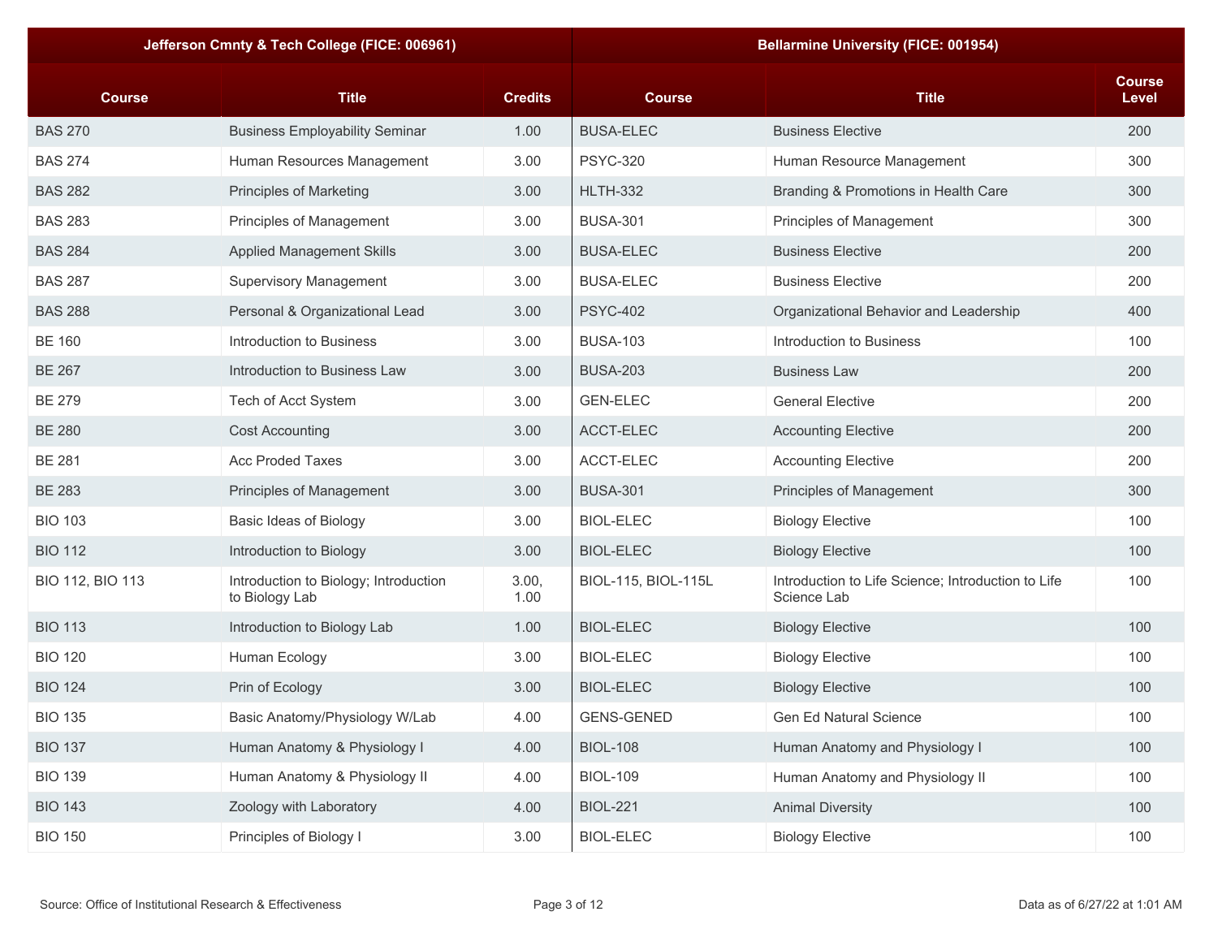| Jefferson Cmnty & Tech College (FICE: 006961) | | | Bellarmine University (FICE: 001954) | | |
|---|---|---|---|---|---|
| Course | Title | Credits | Course | Title | Course Level |
| BAS 270 | Business Employability Seminar | 1.00 | BUSA-ELEC | Business Elective | 200 |
| BAS 274 | Human Resources Management | 3.00 | PSYC-320 | Human Resource Management | 300 |
| BAS 282 | Principles of Marketing | 3.00 | HLTH-332 | Branding & Promotions in Health Care | 300 |
| BAS 283 | Principles of Management | 3.00 | BUSA-301 | Principles of Management | 300 |
| BAS 284 | Applied Management Skills | 3.00 | BUSA-ELEC | Business Elective | 200 |
| BAS 287 | Supervisory Management | 3.00 | BUSA-ELEC | Business Elective | 200 |
| BAS 288 | Personal & Organizational Lead | 3.00 | PSYC-402 | Organizational Behavior and Leadership | 400 |
| BE 160 | Introduction to Business | 3.00 | BUSA-103 | Introduction to Business | 100 |
| BE 267 | Introduction to Business Law | 3.00 | BUSA-203 | Business Law | 200 |
| BE 279 | Tech of Acct System | 3.00 | GEN-ELEC | General Elective | 200 |
| BE 280 | Cost Accounting | 3.00 | ACCT-ELEC | Accounting Elective | 200 |
| BE 281 | Acc Proded Taxes | 3.00 | ACCT-ELEC | Accounting Elective | 200 |
| BE 283 | Principles of Management | 3.00 | BUSA-301 | Principles of Management | 300 |
| BIO 103 | Basic Ideas of Biology | 3.00 | BIOL-ELEC | Biology Elective | 100 |
| BIO 112 | Introduction to Biology | 3.00 | BIOL-ELEC | Biology Elective | 100 |
| BIO 112, BIO 113 | Introduction to Biology; Introduction to Biology Lab | 3.00, 1.00 | BIOL-115, BIOL-115L | Introduction to Life Science; Introduction to Life Science Lab | 100 |
| BIO 113 | Introduction to Biology Lab | 1.00 | BIOL-ELEC | Biology Elective | 100 |
| BIO 120 | Human Ecology | 3.00 | BIOL-ELEC | Biology Elective | 100 |
| BIO 124 | Prin of Ecology | 3.00 | BIOL-ELEC | Biology Elective | 100 |
| BIO 135 | Basic Anatomy/Physiology W/Lab | 4.00 | GENS-GENED | Gen Ed Natural Science | 100 |
| BIO 137 | Human Anatomy & Physiology I | 4.00 | BIOL-108 | Human Anatomy and Physiology I | 100 |
| BIO 139 | Human Anatomy & Physiology II | 4.00 | BIOL-109 | Human Anatomy and Physiology II | 100 |
| BIO 143 | Zoology with Laboratory | 4.00 | BIOL-221 | Animal Diversity | 100 |
| BIO 150 | Principles of Biology I | 3.00 | BIOL-ELEC | Biology Elective | 100 |

Source: Office of Institutional Research & Effectiveness

Data as of 6/27/22 at 1:01 AM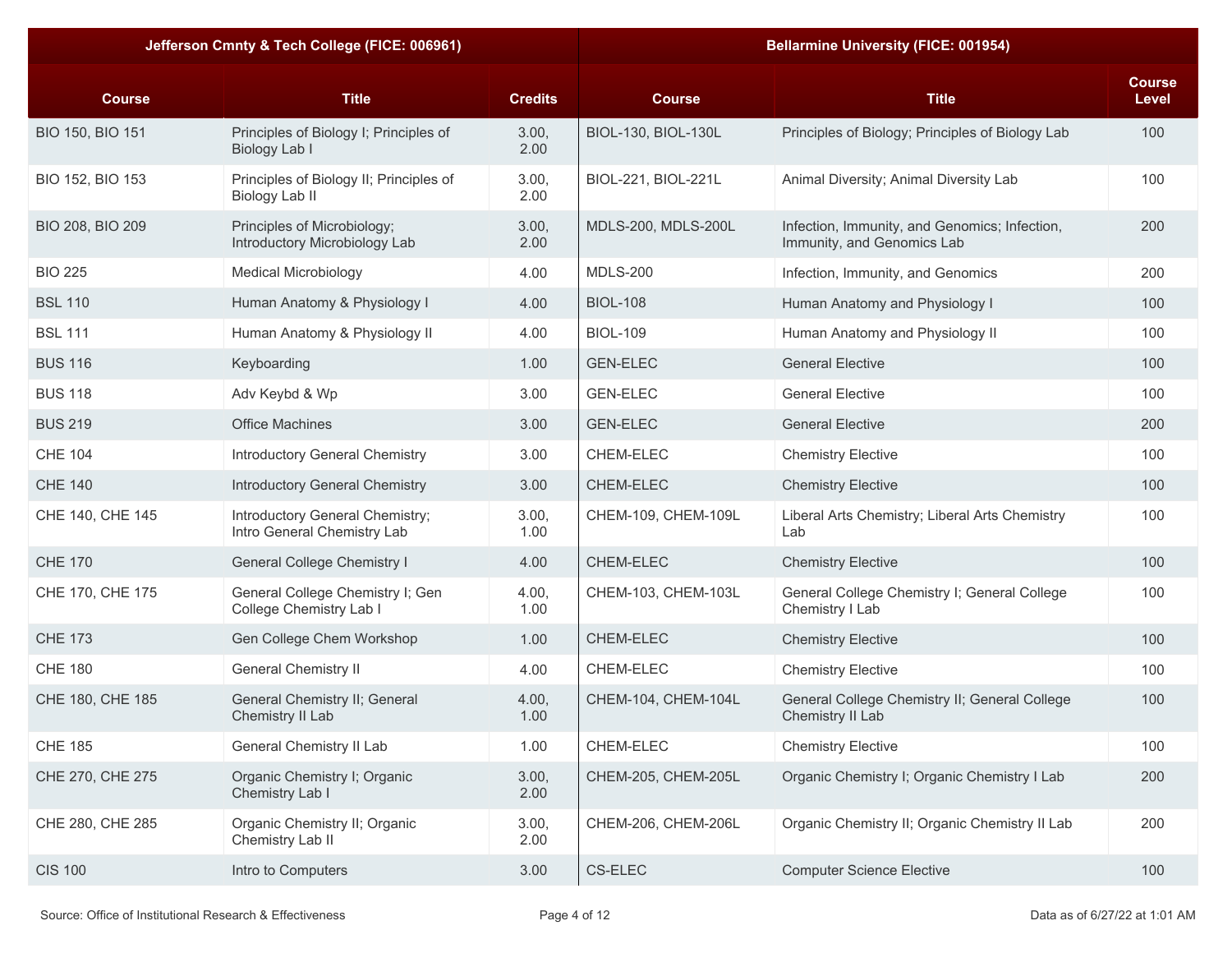| Jefferson Cmnty & Tech College (FICE: 006961) | | | Bellarmine University (FICE: 001954) | | |
|---|---|---|---|---|---|
| **Course** | **Title** | **Credits** | **Course** | **Title** | **Course Level** |
| BIO 150, BIO 151 | Principles of Biology I; Principles of Biology Lab I | 3.00, 2.00 | BIOL-130, BIOL-130L | Principles of Biology; Principles of Biology Lab | 100 |
| BIO 152, BIO 153 | Principles of Biology II; Principles of Biology Lab II | 3.00, 2.00 | BIOL-221, BIOL-221L | Animal Diversity; Animal Diversity Lab | 100 |
| BIO 208, BIO 209 | Principles of Microbiology; Introductory Microbiology Lab | 3.00, 2.00 | MDLS-200, MDLS-200L | Infection, Immunity, and Genomics; Infection, Immunity, and Genomics Lab | 200 |
| BIO 225 | Medical Microbiology | 4.00 | MDLS-200 | Infection, Immunity, and Genomics | 200 |
| BSL 110 | Human Anatomy & Physiology I | 4.00 | BIOL-108 | Human Anatomy and Physiology I | 100 |
| BSL 111 | Human Anatomy & Physiology II | 4.00 | BIOL-109 | Human Anatomy and Physiology II | 100 |
| BUS 116 | Keyboarding | 1.00 | GEN-ELEC | General Elective | 100 |
| BUS 118 | Adv Keybd & Wp | 3.00 | GEN-ELEC | General Elective | 100 |
| BUS 219 | Office Machines | 3.00 | GEN-ELEC | General Elective | 200 |
| CHE 104 | Introductory General Chemistry | 3.00 | CHEM-ELEC | Chemistry Elective | 100 |
| CHE 140 | Introductory General Chemistry | 3.00 | CHEM-ELEC | Chemistry Elective | 100 |
| CHE 140, CHE 145 | Introductory General Chemistry; Intro General Chemistry Lab | 3.00, 1.00 | CHEM-109, CHEM-109L | Liberal Arts Chemistry; Liberal Arts Chemistry Lab | 100 |
| CHE 170 | General College Chemistry I | 4.00 | CHEM-ELEC | Chemistry Elective | 100 |
| CHE 170, CHE 175 | General College Chemistry I; Gen College Chemistry Lab I | 4.00, 1.00 | CHEM-103, CHEM-103L | General College Chemistry I; General College Chemistry I Lab | 100 |
| CHE 173 | Gen College Chem Workshop | 1.00 | CHEM-ELEC | Chemistry Elective | 100 |
| CHE 180 | General Chemistry II | 4.00 | CHEM-ELEC | Chemistry Elective | 100 |
| CHE 180, CHE 185 | General Chemistry II; General Chemistry II Lab | 4.00, 1.00 | CHEM-104, CHEM-104L | General College Chemistry II; General College Chemistry II Lab | 100 |
| CHE 185 | General Chemistry II Lab | 1.00 | CHEM-ELEC | Chemistry Elective | 100 |
| CHE 270, CHE 275 | Organic Chemistry I; Organic Chemistry Lab I | 3.00, 2.00 | CHEM-205, CHEM-205L | Organic Chemistry I; Organic Chemistry I Lab | 200 |
| CHE 280, CHE 285 | Organic Chemistry II; Organic Chemistry Lab II | 3.00, 2.00 | CHEM-206, CHEM-206L | Organic Chemistry II; Organic Chemistry II Lab | 200 |
| CIS 100 | Intro to Computers | 3.00 | CS-ELEC | Computer Science Elective | 100 |

Source: Office of Institutional Research & Effectiveness

Data as of 6/27/22 at 1:01 AM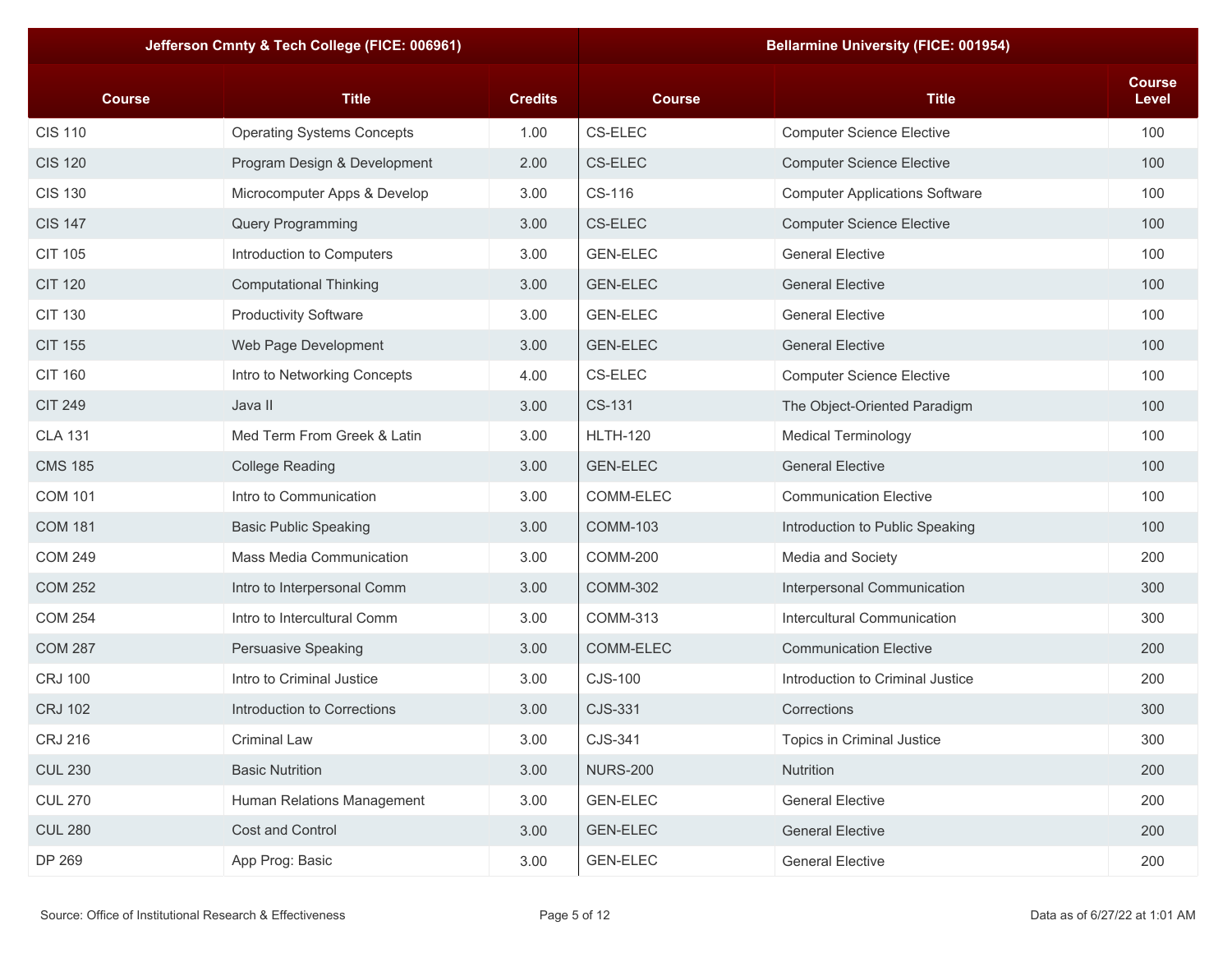| Jefferson Cmnty & Tech College (FICE: 006961) | | | Bellarmine University (FICE: 001954) | | |
|---|---|---|---|---|---|
| Course | Title | Credits | Course | Title | Course Level |
| CIS 110 | Operating Systems Concepts | 1.00 | CS-ELEC | Computer Science Elective | 100 |
| CIS 120 | Program Design & Development | 2.00 | CS-ELEC | Computer Science Elective | 100 |
| CIS 130 | Microcomputer Apps & Develop | 3.00 | CS-116 | Computer Applications Software | 100 |
| CIS 147 | Query Programming | 3.00 | CS-ELEC | Computer Science Elective | 100 |
| CIT 105 | Introduction to Computers | 3.00 | GEN-ELEC | General Elective | 100 |
| CIT 120 | Computational Thinking | 3.00 | GEN-ELEC | General Elective | 100 |
| CIT 130 | Productivity Software | 3.00 | GEN-ELEC | General Elective | 100 |
| CIT 155 | Web Page Development | 3.00 | GEN-ELEC | General Elective | 100 |
| CIT 160 | Intro to Networking Concepts | 4.00 | CS-ELEC | Computer Science Elective | 100 |
| CIT 249 | Java II | 3.00 | CS-131 | The Object-Oriented Paradigm | 100 |
| CLA 131 | Med Term From Greek & Latin | 3.00 | HLTH-120 | Medical Terminology | 100 |
| CMS 185 | College Reading | 3.00 | GEN-ELEC | General Elective | 100 |
| COM 101 | Intro to Communication | 3.00 | COMM-ELEC | Communication Elective | 100 |
| COM 181 | Basic Public Speaking | 3.00 | COMM-103 | Introduction to Public Speaking | 100 |
| COM 249 | Mass Media Communication | 3.00 | COMM-200 | Media and Society | 200 |
| COM 252 | Intro to Interpersonal Comm | 3.00 | COMM-302 | Interpersonal Communication | 300 |
| COM 254 | Intro to Intercultural Comm | 3.00 | COMM-313 | Intercultural Communication | 300 |
| COM 287 | Persuasive Speaking | 3.00 | COMM-ELEC | Communication Elective | 200 |
| CRJ 100 | Intro to Criminal Justice | 3.00 | CJS-100 | Introduction to Criminal Justice | 200 |
| CRJ 102 | Introduction to Corrections | 3.00 | CJS-331 | Corrections | 300 |
| CRJ 216 | Criminal Law | 3.00 | CJS-341 | Topics in Criminal Justice | 300 |
| CUL 230 | Basic Nutrition | 3.00 | NURS-200 | Nutrition | 200 |
| CUL 270 | Human Relations Management | 3.00 | GEN-ELEC | General Elective | 200 |
| CUL 280 | Cost and Control | 3.00 | GEN-ELEC | General Elective | 200 |
| DP 269 | App Prog: Basic | 3.00 | GEN-ELEC | General Elective | 200 |

Source: Office of Institutional Research & Effectiveness

Data as of 6/27/22 at 1:01 AM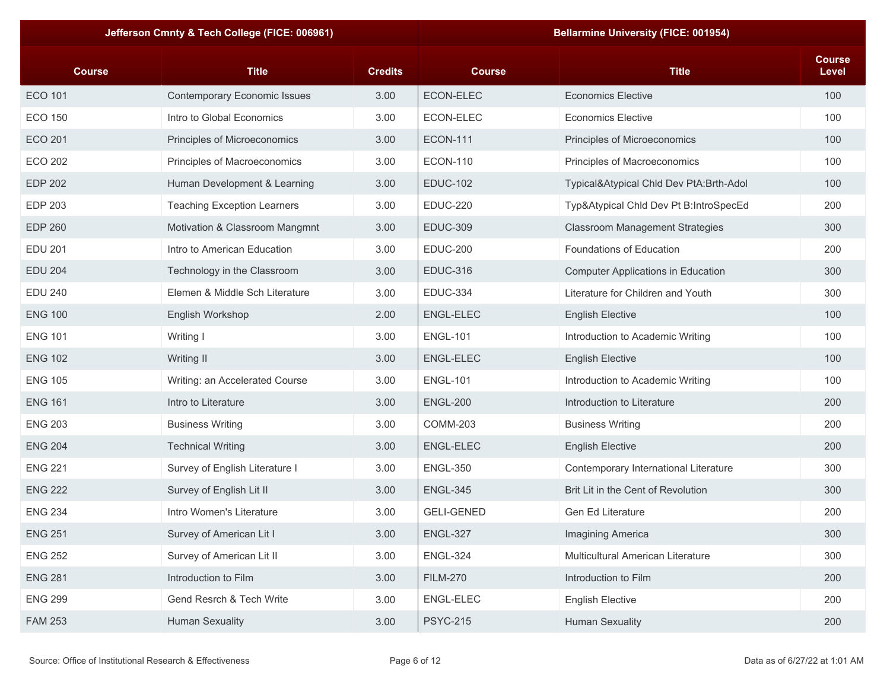| Jefferson Cmnty & Tech College (FICE: 006961) | | | Bellarmine University (FICE: 001954) | | |
|---|---|---|---|---|---|
| Course | Title | Credits | Course | Title | Course Level |
| ECO 101 | Contemporary Economic Issues | 3.00 | ECON-ELEC | Economics Elective | 100 |
| ECO 150 | Intro to Global Economics | 3.00 | ECON-ELEC | Economics Elective | 100 |
| ECO 201 | Principles of Microeconomics | 3.00 | ECON-111 | Principles of Microeconomics | 100 |
| ECO 202 | Principles of Macroeconomics | 3.00 | ECON-110 | Principles of Macroeconomics | 100 |
| EDP 202 | Human Development & Learning | 3.00 | EDUC-102 | Typical&Atypical Chld Dev PtA:Brth-Adol | 100 |
| EDP 203 | Teaching Exception Learners | 3.00 | EDUC-220 | Typ&Atypical Chld Dev Pt B:IntroSpecEd | 200 |
| EDP 260 | Motivation & Classroom Mangmnt | 3.00 | EDUC-309 | Classroom Management Strategies | 300 |
| EDU 201 | Intro to American Education | 3.00 | EDUC-200 | Foundations of Education | 200 |
| EDU 204 | Technology in the Classroom | 3.00 | EDUC-316 | Computer Applications in Education | 300 |
| EDU 240 | Elemen & Middle Sch Literature | 3.00 | EDUC-334 | Literature for Children and Youth | 300 |
| ENG 100 | English Workshop | 2.00 | ENGL-ELEC | English Elective | 100 |
| ENG 101 | Writing I | 3.00 | ENGL-101 | Introduction to Academic Writing | 100 |
| ENG 102 | Writing II | 3.00 | ENGL-ELEC | English Elective | 100 |
| ENG 105 | Writing: an Accelerated Course | 3.00 | ENGL-101 | Introduction to Academic Writing | 100 |
| ENG 161 | Intro to Literature | 3.00 | ENGL-200 | Introduction to Literature | 200 |
| ENG 203 | Business Writing | 3.00 | COMM-203 | Business Writing | 200 |
| ENG 204 | Technical Writing | 3.00 | ENGL-ELEC | English Elective | 200 |
| ENG 221 | Survey of English Literature I | 3.00 | ENGL-350 | Contemporary International Literature | 300 |
| ENG 222 | Survey of English Lit II | 3.00 | ENGL-345 | Brit Lit in the Cent of Revolution | 300 |
| ENG 234 | Intro Women's Literature | 3.00 | GELI-GENED | Gen Ed Literature | 200 |
| ENG 251 | Survey of American Lit I | 3.00 | ENGL-327 | Imagining America | 300 |
| ENG 252 | Survey of American Lit II | 3.00 | ENGL-324 | Multicultural American Literature | 300 |
| ENG 281 | Introduction to Film | 3.00 | FILM-270 | Introduction to Film | 200 |
| ENG 299 | Gend Resrch & Tech Write | 3.00 | ENGL-ELEC | English Elective | 200 |
| FAM 253 | Human Sexuality | 3.00 | PSYC-215 | Human Sexuality | 200 |

Source: Office of Institutional Research & Effectiveness

Data as of 6/27/22 at 1:01 AM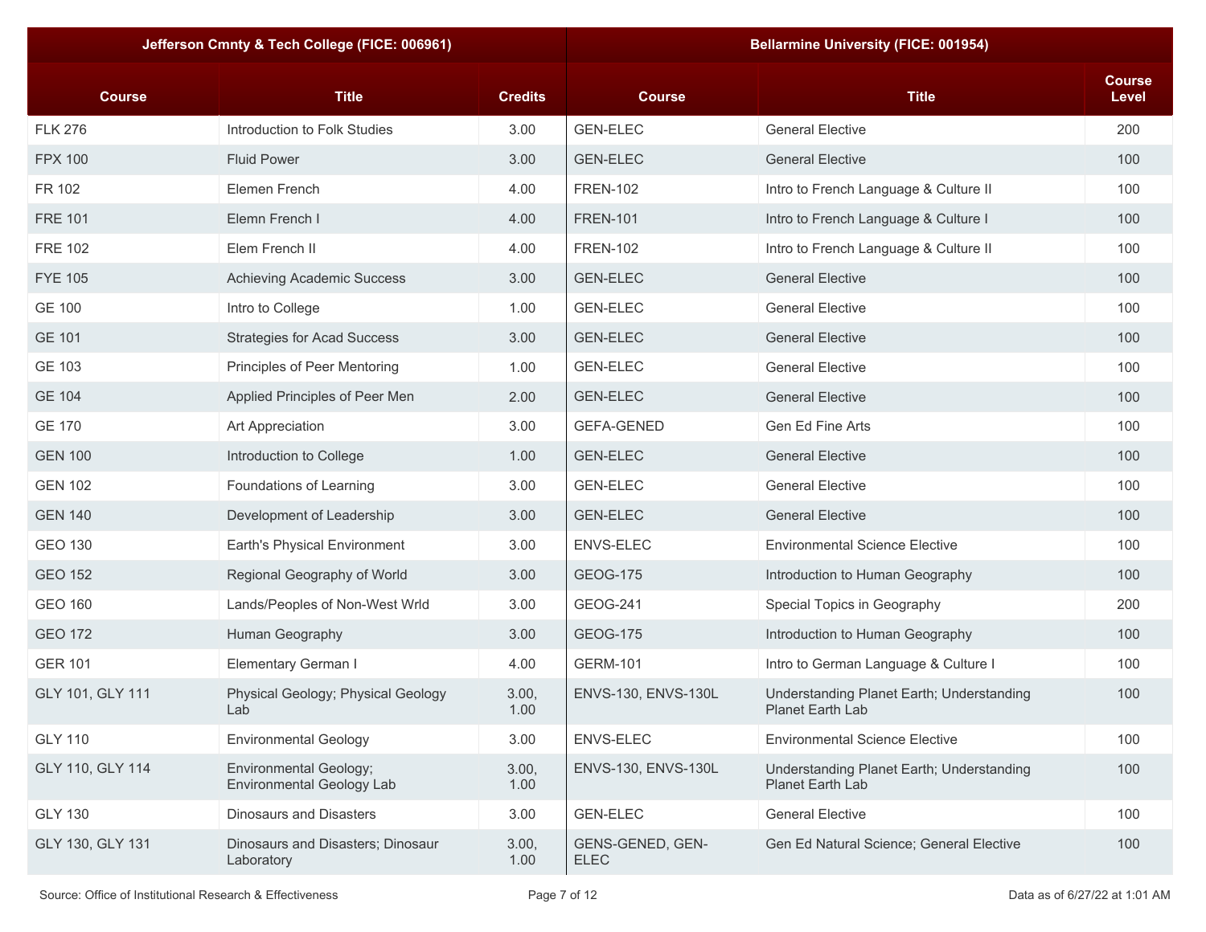| Jefferson Cmnty & Tech College (FICE: 006961) | | | Bellarmine University (FICE: 001954) | | |
|---|---|---|---|---|---|
| Course | Title | Credits | Course | Title | Course Level |
| FLK 276 | Introduction to Folk Studies | 3.00 | GEN-ELEC | General Elective | 200 |
| FPX 100 | Fluid Power | 3.00 | GEN-ELEC | General Elective | 100 |
| FR 102 | Elemen French | 4.00 | FREN-102 | Intro to French Language & Culture II | 100 |
| FRE 101 | Elemn French I | 4.00 | FREN-101 | Intro to French Language & Culture I | 100 |
| FRE 102 | Elem French II | 4.00 | FREN-102 | Intro to French Language & Culture II | 100 |
| FYE 105 | Achieving Academic Success | 3.00 | GEN-ELEC | General Elective | 100 |
| GE 100 | Intro to College | 1.00 | GEN-ELEC | General Elective | 100 |
| GE 101 | Strategies for Acad Success | 3.00 | GEN-ELEC | General Elective | 100 |
| GE 103 | Principles of Peer Mentoring | 1.00 | GEN-ELEC | General Elective | 100 |
| GE 104 | Applied Principles of Peer Men | 2.00 | GEN-ELEC | General Elective | 100 |
| GE 170 | Art Appreciation | 3.00 | GEFA-GENED | Gen Ed Fine Arts | 100 |
| GEN 100 | Introduction to College | 1.00 | GEN-ELEC | General Elective | 100 |
| GEN 102 | Foundations of Learning | 3.00 | GEN-ELEC | General Elective | 100 |
| GEN 140 | Development of Leadership | 3.00 | GEN-ELEC | General Elective | 100 |
| GEO 130 | Earth's Physical Environment | 3.00 | ENVS-ELEC | Environmental Science Elective | 100 |
| GEO 152 | Regional Geography of World | 3.00 | GEOG-175 | Introduction to Human Geography | 100 |
| GEO 160 | Lands/Peoples of Non-West Wrld | 3.00 | GEOG-241 | Special Topics in Geography | 200 |
| GEO 172 | Human Geography | 3.00 | GEOG-175 | Introduction to Human Geography | 100 |
| GER 101 | Elementary German I | 4.00 | GERM-101 | Intro to German Language & Culture I | 100 |
| GLY 101, GLY 111 | Physical Geology; Physical Geology Lab | 3.00, 1.00 | ENVS-130, ENVS-130L | Understanding Planet Earth; Understanding Planet Earth Lab | 100 |
| GLY 110 | Environmental Geology | 3.00 | ENVS-ELEC | Environmental Science Elective | 100 |
| GLY 110, GLY 114 | Environmental Geology; Environmental Geology Lab | 3.00, 1.00 | ENVS-130, ENVS-130L | Understanding Planet Earth; Understanding Planet Earth Lab | 100 |
| GLY 130 | Dinosaurs and Disasters | 3.00 | GEN-ELEC | General Elective | 100 |
| GLY 130, GLY 131 | Dinosaurs and Disasters; Dinosaur Laboratory | 3.00, 1.00 | GENS-GENED, GEN-ELEC | Gen Ed Natural Science; General Elective | 100 |

Source: Office of Institutional Research & Effectiveness

Data as of 6/27/22 at 1:01 AM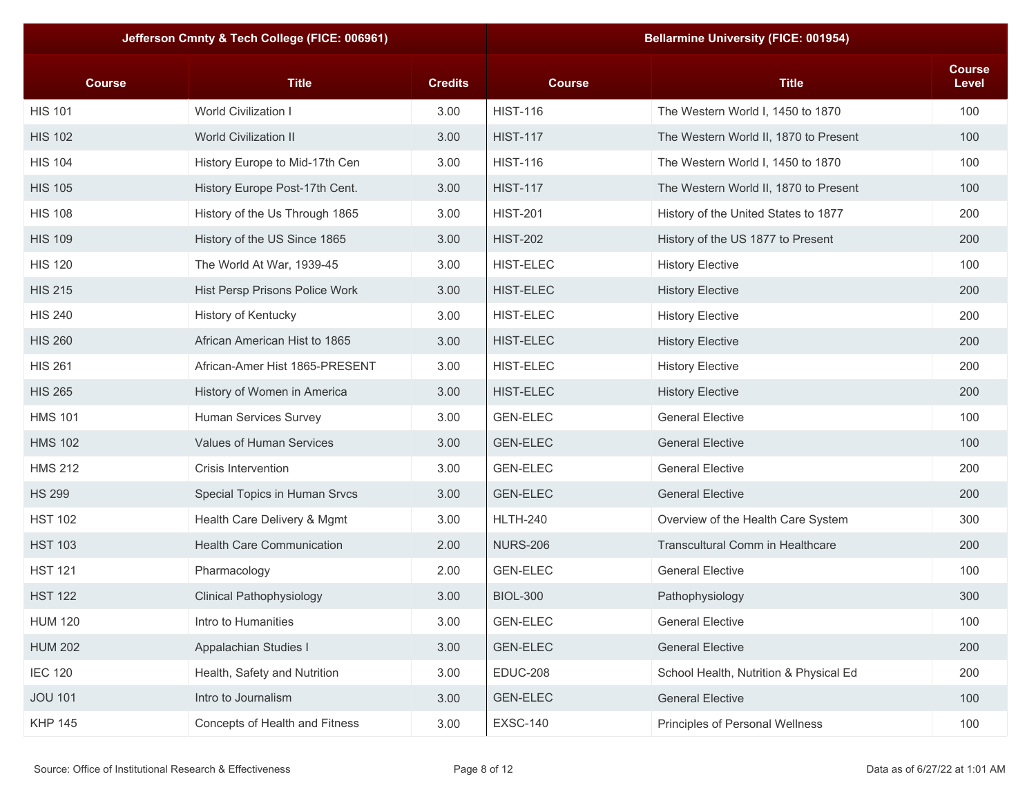| Jefferson Cmnty & Tech College (FICE: 006961) | | | Bellarmine University (FICE: 001954) | | |
|---|---|---|---|---|---|
| Course | Title | Credits | Course | Title | Course Level |
| HIS 101 | World Civilization I | 3.00 | HIST-116 | The Western World I, 1450 to 1870 | 100 |
| HIS 102 | World Civilization II | 3.00 | HIST-117 | The Western World II, 1870 to Present | 100 |
| HIS 104 | History Europe to Mid-17th Cen | 3.00 | HIST-116 | The Western World I, 1450 to 1870 | 100 |
| HIS 105 | History Europe Post-17th Cent. | 3.00 | HIST-117 | The Western World II, 1870 to Present | 100 |
| HIS 108 | History of the Us Through 1865 | 3.00 | HIST-201 | History of the United States to 1877 | 200 |
| HIS 109 | History of the US Since 1865 | 3.00 | HIST-202 | History of the US 1877 to Present | 200 |
| HIS 120 | The World At War, 1939-45 | 3.00 | HIST-ELEC | History Elective | 100 |
| HIS 215 | Hist Persp Prisons Police Work | 3.00 | HIST-ELEC | History Elective | 200 |
| HIS 240 | History of Kentucky | 3.00 | HIST-ELEC | History Elective | 200 |
| HIS 260 | African American Hist to 1865 | 3.00 | HIST-ELEC | History Elective | 200 |
| HIS 261 | African-Amer Hist 1865-PRESENT | 3.00 | HIST-ELEC | History Elective | 200 |
| HIS 265 | History of Women in America | 3.00 | HIST-ELEC | History Elective | 200 |
| HMS 101 | Human Services Survey | 3.00 | GEN-ELEC | General Elective | 100 |
| HMS 102 | Values of Human Services | 3.00 | GEN-ELEC | General Elective | 100 |
| HMS 212 | Crisis Intervention | 3.00 | GEN-ELEC | General Elective | 200 |
| HS 299 | Special Topics in Human Srvcs | 3.00 | GEN-ELEC | General Elective | 200 |
| HST 102 | Health Care Delivery & Mgmt | 3.00 | HLTH-240 | Overview of the Health Care System | 300 |
| HST 103 | Health Care Communication | 2.00 | NURS-206 | Transcultural Comm in Healthcare | 200 |
| HST 121 | Pharmacology | 2.00 | GEN-ELEC | General Elective | 100 |
| HST 122 | Clinical Pathophysiology | 3.00 | BIOL-300 | Pathophysiology | 300 |
| HUM 120 | Intro to Humanities | 3.00 | GEN-ELEC | General Elective | 100 |
| HUM 202 | Appalachian Studies I | 3.00 | GEN-ELEC | General Elective | 200 |
| IEC 120 | Health, Safety and Nutrition | 3.00 | EDUC-208 | School Health, Nutrition & Physical Ed | 200 |
| JOU 101 | Intro to Journalism | 3.00 | GEN-ELEC | General Elective | 100 |
| KHP 145 | Concepts of Health and Fitness | 3.00 | EXSC-140 | Principles of Personal Wellness | 100 |

Source: Office of Institutional Research & Effectiveness

Data as of 6/27/22 at 1:01 AM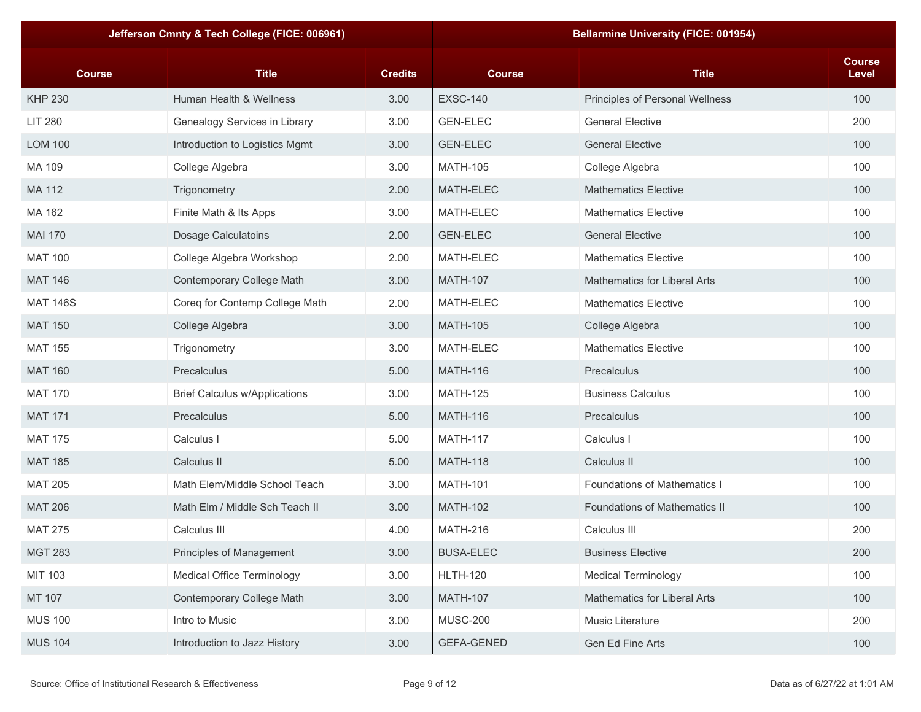| Jefferson Cmnty & Tech College (FICE: 006961) | | | Bellarmine University (FICE: 001954) | | |
|---|---|---|---|---|---|
| Course | Title | Credits | Course | Title | Course Level |
| KHP 230 | Human Health & Wellness | 3.00 | EXSC-140 | Principles of Personal Wellness | 100 |
| LIT 280 | Genealogy Services in Library | 3.00 | GEN-ELEC | General Elective | 200 |
| LOM 100 | Introduction to Logistics Mgmt | 3.00 | GEN-ELEC | General Elective | 100 |
| MA 109 | College Algebra | 3.00 | MATH-105 | College Algebra | 100 |
| MA 112 | Trigonometry | 2.00 | MATH-ELEC | Mathematics Elective | 100 |
| MA 162 | Finite Math & Its Apps | 3.00 | MATH-ELEC | Mathematics Elective | 100 |
| MAI 170 | Dosage Calculatoins | 2.00 | GEN-ELEC | General Elective | 100 |
| MAT 100 | College Algebra Workshop | 2.00 | MATH-ELEC | Mathematics Elective | 100 |
| MAT 146 | Contemporary College Math | 3.00 | MATH-107 | Mathematics for Liberal Arts | 100 |
| MAT 146S | Coreq for Contemp College Math | 2.00 | MATH-ELEC | Mathematics Elective | 100 |
| MAT 150 | College Algebra | 3.00 | MATH-105 | College Algebra | 100 |
| MAT 155 | Trigonometry | 3.00 | MATH-ELEC | Mathematics Elective | 100 |
| MAT 160 | Precalculus | 5.00 | MATH-116 | Precalculus | 100 |
| MAT 170 | Brief Calculus w/Applications | 3.00 | MATH-125 | Business Calculus | 100 |
| MAT 171 | Precalculus | 5.00 | MATH-116 | Precalculus | 100 |
| MAT 175 | Calculus I | 5.00 | MATH-117 | Calculus I | 100 |
| MAT 185 | Calculus II | 5.00 | MATH-118 | Calculus II | 100 |
| MAT 205 | Math Elem/Middle School Teach | 3.00 | MATH-101 | Foundations of Mathematics I | 100 |
| MAT 206 | Math Elm / Middle Sch Teach II | 3.00 | MATH-102 | Foundations of Mathematics II | 100 |
| MAT 275 | Calculus III | 4.00 | MATH-216 | Calculus III | 200 |
| MGT 283 | Principles of Management | 3.00 | BUSA-ELEC | Business Elective | 200 |
| MIT 103 | Medical Office Terminology | 3.00 | HLTH-120 | Medical Terminology | 100 |
| MT 107 | Contemporary College Math | 3.00 | MATH-107 | Mathematics for Liberal Arts | 100 |
| MUS 100 | Intro to Music | 3.00 | MUSC-200 | Music Literature | 200 |
| MUS 104 | Introduction to Jazz History | 3.00 | GEFA-GENED | Gen Ed Fine Arts | 100 |

Source: Office of Institutional Research & Effectiveness

Data as of 6/27/22 at 1:01 AM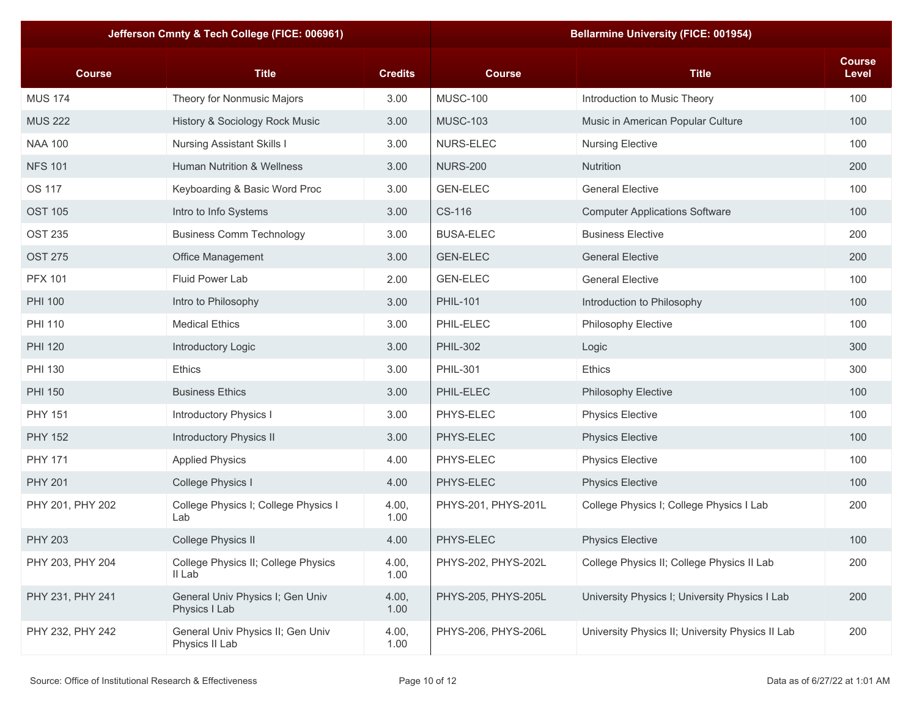| Jefferson Cmnty & Tech College (FICE: 006961) | | | Bellarmine University (FICE: 001954) | | |
|---|---|---|---|---|---|
| Course | Title | Credits | Course | Title | Course Level |
| MUS 174 | Theory for Nonmusic Majors | 3.00 | MUSC-100 | Introduction to Music Theory | 100 |
| MUS 222 | History & Sociology Rock Music | 3.00 | MUSC-103 | Music in American Popular Culture | 100 |
| NAA 100 | Nursing Assistant Skills I | 3.00 | NURS-ELEC | Nursing Elective | 100 |
| NFS 101 | Human Nutrition & Wellness | 3.00 | NURS-200 | Nutrition | 200 |
| OS 117 | Keyboarding & Basic Word Proc | 3.00 | GEN-ELEC | General Elective | 100 |
| OST 105 | Intro to Info Systems | 3.00 | CS-116 | Computer Applications Software | 100 |
| OST 235 | Business Comm Technology | 3.00 | BUSA-ELEC | Business Elective | 200 |
| OST 275 | Office Management | 3.00 | GEN-ELEC | General Elective | 200 |
| PFX 101 | Fluid Power Lab | 2.00 | GEN-ELEC | General Elective | 100 |
| PHI 100 | Intro to Philosophy | 3.00 | PHIL-101 | Introduction to Philosophy | 100 |
| PHI 110 | Medical Ethics | 3.00 | PHIL-ELEC | Philosophy Elective | 100 |
| PHI 120 | Introductory Logic | 3.00 | PHIL-302 | Logic | 300 |
| PHI 130 | Ethics | 3.00 | PHIL-301 | Ethics | 300 |
| PHI 150 | Business Ethics | 3.00 | PHIL-ELEC | Philosophy Elective | 100 |
| PHY 151 | Introductory Physics I | 3.00 | PHYS-ELEC | Physics Elective | 100 |
| PHY 152 | Introductory Physics II | 3.00 | PHYS-ELEC | Physics Elective | 100 |
| PHY 171 | Applied Physics | 4.00 | PHYS-ELEC | Physics Elective | 100 |
| PHY 201 | College Physics I | 4.00 | PHYS-ELEC | Physics Elective | 100 |
| PHY 201, PHY 202 | College Physics I; College Physics I Lab | 4.00, 1.00 | PHYS-201, PHYS-201L | College Physics I; College Physics I Lab | 200 |
| PHY 203 | College Physics II | 4.00 | PHYS-ELEC | Physics Elective | 100 |
| PHY 203, PHY 204 | College Physics II; College Physics II Lab | 4.00, 1.00 | PHYS-202, PHYS-202L | College Physics II; College Physics II Lab | 200 |
| PHY 231, PHY 241 | General Univ Physics I; Gen Univ Physics I Lab | 4.00, 1.00 | PHYS-205, PHYS-205L | University Physics I; University Physics I Lab | 200 |
| PHY 232, PHY 242 | General Univ Physics II; Gen Univ Physics II Lab | 4.00, 1.00 | PHYS-206, PHYS-206L | University Physics II; University Physics II Lab | 200 |

Source: Office of Institutional Research & Effectiveness

Data as of 6/27/22 at 1:01 AM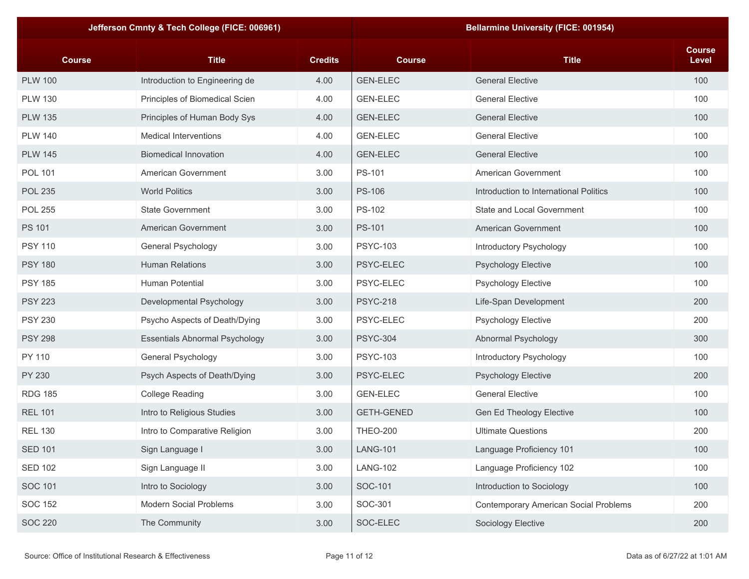| Jefferson Cmnty & Tech College (FICE: 006961) | | | Bellarmine University (FICE: 001954) | | |
|---|---|---|---|---|---|
| Course | Title | Credits | Course | Title | Course Level |
| PLW 100 | Introduction to Engineering de | 4.00 | GEN-ELEC | General Elective | 100 |
| PLW 130 | Principles of Biomedical Scien | 4.00 | GEN-ELEC | General Elective | 100 |
| PLW 135 | Principles of Human Body Sys | 4.00 | GEN-ELEC | General Elective | 100 |
| PLW 140 | Medical Interventions | 4.00 | GEN-ELEC | General Elective | 100 |
| PLW 145 | Biomedical Innovation | 4.00 | GEN-ELEC | General Elective | 100 |
| POL 101 | American Government | 3.00 | PS-101 | American Government | 100 |
| POL 235 | World Politics | 3.00 | PS-106 | Introduction to International Politics | 100 |
| POL 255 | State Government | 3.00 | PS-102 | State and Local Government | 100 |
| PS 101 | American Government | 3.00 | PS-101 | American Government | 100 |
| PSY 110 | General Psychology | 3.00 | PSYC-103 | Introductory Psychology | 100 |
| PSY 180 | Human Relations | 3.00 | PSYC-ELEC | Psychology Elective | 100 |
| PSY 185 | Human Potential | 3.00 | PSYC-ELEC | Psychology Elective | 100 |
| PSY 223 | Developmental Psychology | 3.00 | PSYC-218 | Life-Span Development | 200 |
| PSY 230 | Psycho Aspects of Death/Dying | 3.00 | PSYC-ELEC | Psychology Elective | 200 |
| PSY 298 | Essentials Abnormal Psychology | 3.00 | PSYC-304 | Abnormal Psychology | 300 |
| PY 110 | General Psychology | 3.00 | PSYC-103 | Introductory Psychology | 100 |
| PY 230 | Psych Aspects of Death/Dying | 3.00 | PSYC-ELEC | Psychology Elective | 200 |
| RDG 185 | College Reading | 3.00 | GEN-ELEC | General Elective | 100 |
| REL 101 | Intro to Religious Studies | 3.00 | GETH-GENED | Gen Ed Theology Elective | 100 |
| REL 130 | Intro to Comparative Religion | 3.00 | THEO-200 | Ultimate Questions | 200 |
| SED 101 | Sign Language I | 3.00 | LANG-101 | Language Proficiency 101 | 100 |
| SED 102 | Sign Language II | 3.00 | LANG-102 | Language Proficiency 102 | 100 |
| SOC 101 | Intro to Sociology | 3.00 | SOC-101 | Introduction to Sociology | 100 |
| SOC 152 | Modern Social Problems | 3.00 | SOC-301 | Contemporary American Social Problems | 200 |
| SOC 220 | The Community | 3.00 | SOC-ELEC | Sociology Elective | 200 |

Source: Office of Institutional Research & Effectiveness

Data as of 6/27/22 at 1:01 AM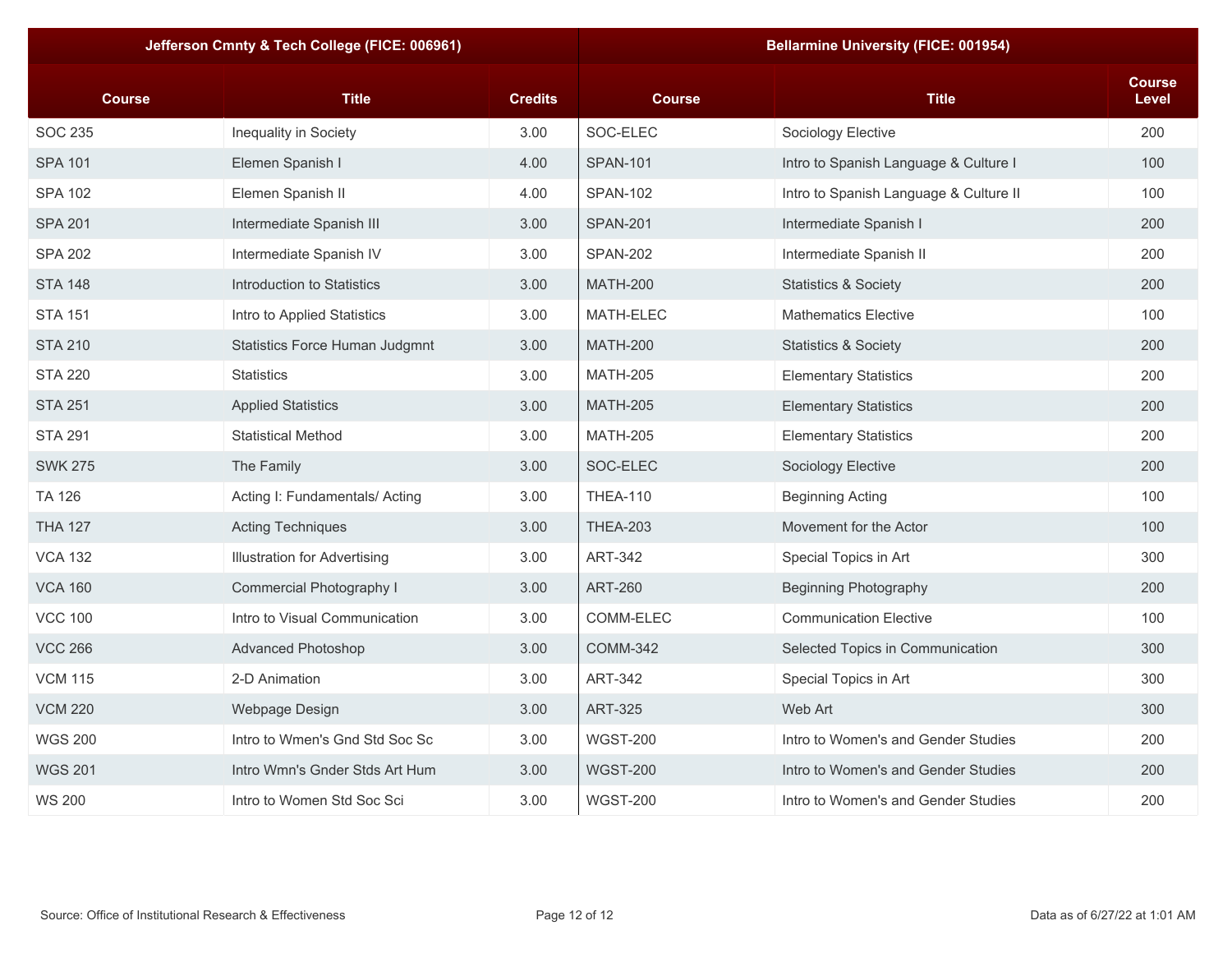| Jefferson Cmnty & Tech College (FICE: 006961) | | | Bellarmine University (FICE: 001954) | | |
|---|---|---|---|---|---|
| Course | Title | Credits | Course | Title | Course Level |
| SOC 235 | Inequality in Society | 3.00 | SOC-ELEC | Sociology Elective | 200 |
| SPA 101 | Elemen Spanish I | 4.00 | SPAN-101 | Intro to Spanish Language & Culture I | 100 |
| SPA 102 | Elemen Spanish II | 4.00 | SPAN-102 | Intro to Spanish Language & Culture II | 100 |
| SPA 201 | Intermediate Spanish III | 3.00 | SPAN-201 | Intermediate Spanish I | 200 |
| SPA 202 | Intermediate Spanish IV | 3.00 | SPAN-202 | Intermediate Spanish II | 200 |
| STA 148 | Introduction to Statistics | 3.00 | MATH-200 | Statistics & Society | 200 |
| STA 151 | Intro to Applied Statistics | 3.00 | MATH-ELEC | Mathematics Elective | 100 |
| STA 210 | Statistics Force Human Judgmnt | 3.00 | MATH-200 | Statistics & Society | 200 |
| STA 220 | Statistics | 3.00 | MATH-205 | Elementary Statistics | 200 |
| STA 251 | Applied Statistics | 3.00 | MATH-205 | Elementary Statistics | 200 |
| STA 291 | Statistical Method | 3.00 | MATH-205 | Elementary Statistics | 200 |
| SWK 275 | The Family | 3.00 | SOC-ELEC | Sociology Elective | 200 |
| TA 126 | Acting I: Fundamentals/ Acting | 3.00 | THEA-110 | Beginning Acting | 100 |
| THA 127 | Acting Techniques | 3.00 | THEA-203 | Movement for the Actor | 100 |
| VCA 132 | Illustration for Advertising | 3.00 | ART-342 | Special Topics in Art | 300 |
| VCA 160 | Commercial Photography I | 3.00 | ART-260 | Beginning Photography | 200 |
| VCC 100 | Intro to Visual Communication | 3.00 | COMM-ELEC | Communication Elective | 100 |
| VCC 266 | Advanced Photoshop | 3.00 | COMM-342 | Selected Topics in Communication | 300 |
| VCM 115 | 2-D Animation | 3.00 | ART-342 | Special Topics in Art | 300 |
| VCM 220 | Webpage Design | 3.00 | ART-325 | Web Art | 300 |
| WGS 200 | Intro to Wmen's Gnd Std Soc Sc | 3.00 | WGST-200 | Intro to Women's and Gender Studies | 200 |
| WGS 201 | Intro Wmn's Gnder Stds Art Hum | 3.00 | WGST-200 | Intro to Women's and Gender Studies | 200 |
| WS 200 | Intro to Women Std Soc Sci | 3.00 | WGST-200 | Intro to Women's and Gender Studies | 200 |

Source: Office of Institutional Research & Effectiveness

Data as of 6/27/22 at 1:01 AM